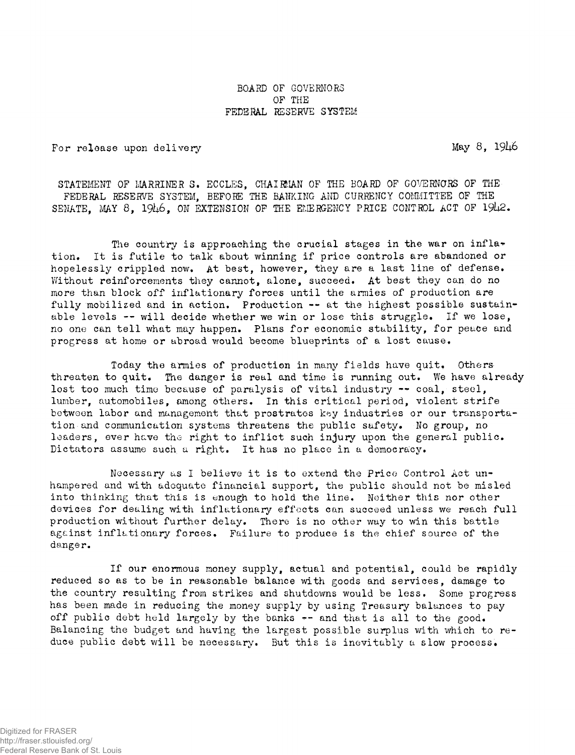BOARD OF GOVERNORS
OF THE
FEDERAL RESERVE SYSTEM

For release upon delivery

May 8, 1946

STATEMENT OF MARRINER S. ECCLES, CHAIRMAN OF THE BOARD OF GOVERNORS OF THE FEDERAL RESERVE SYSTEM, BEFORE THE BANKING AND CURRENCY COMMITTEE OF THE SENATE, MAY 8, 1946, ON EXTENSION OF THE EMERGENCY PRICE CONTROL ACT OF 1942.

The country is approaching the crucial stages in the war on inflation. It is futile to talk about winning if price controls are abandoned or hopelessly crippled now. At best, however, they are a last line of defense. Without reinforcements they cannot, alone, succeed. At best they can do no more than block off inflationary forces until the armies of production are fully mobilized and in action. Production -- at the highest possible sustainable levels -- will decide whether we win or lose this struggle. If we lose, no one can tell what may happen. Plans for economic stability, for peace and progress at home or abroad would become blueprints of a lost cause.

Today the armies of production in many fields have quit. Others threaten to quit. The danger is real and time is running out. We have already lost too much time because of paralysis of vital industry -- coal, steel, lumber, automobiles, among others. In this critical period, violent strife between labor and management that prostrates key industries or our transportation and communication systems threatens the public safety. No group, no leaders, ever have the right to inflict such injury upon the general public. Dictators assume such a right. It has no place in a democracy.

Necessary as I believe it is to extend the Price Control Act unhampered and with adequate financial support, the public should not be misled into thinking that this is enough to hold the line. Neither this nor other devices for dealing with inflationary effects can succeed unless we reach full production without further delay. There is no other way to win this battle against inflationary forces. Failure to produce is the chief source of the danger.

If our enormous money supply, actual and potential, could be rapidly reduced so as to be in reasonable balance with goods and services, damage to the country resulting from strikes and shutdowns would be less. Some progress has been made in reducing the money supply by using Treasury balances to pay off public debt held largely by the banks -- and that is all to the good. Balancing the budget and having the largest possible surplus with which to reduce public debt will be necessary. But this is inevitably a slow process.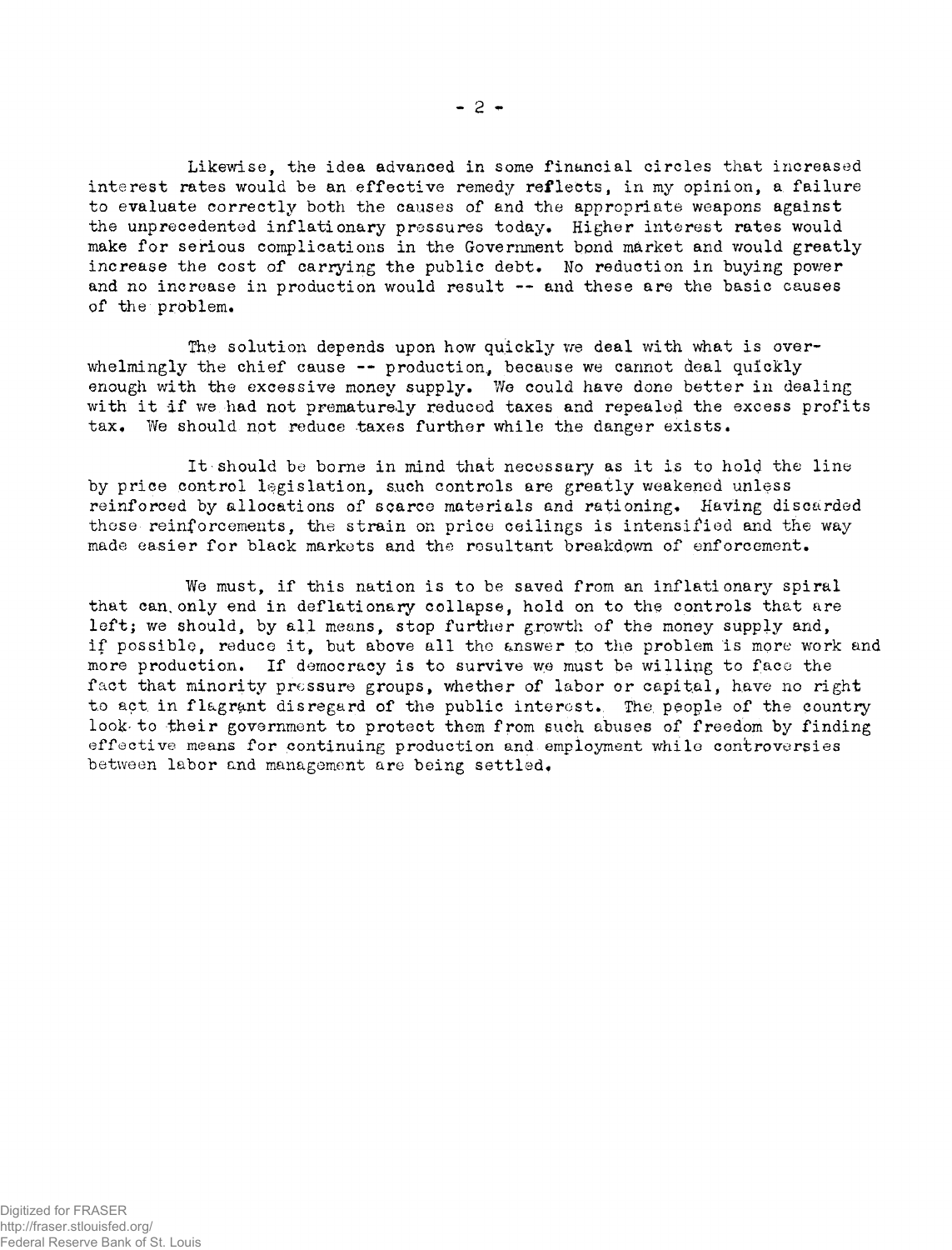Likewise, the idea advanced in some financial circles that increased interest rates would be an effective remedy reflects, in my opinion, a failure to evaluate correctly both the causes of and the appropriate weapons against the unprecedented inflationary pressures today. Higher interest rates would make for serious complications in the Government bond market and would greatly increase the cost of carrying the public debt. No reduction in buying power and no increase in production would result -- and these are the basic causes of the problem.

The solution depends upon how quickly we deal with what is overwhelmingly the chief cause -- production, because we cannot deal quickly enough with the excessive money supply. We could have done better in dealing with it if we had not prematurely reduced taxes and repealed the excess profits tax. We should not reduce taxes further while the danger exists.

It should be borne in mind that necessary as it is to hold the line by price control legislation, such controls are greatly weakened unless reinforced by allocations of scarce materials and rationing. Having discarded these reinforcements, the strain on price ceilings is intensified and the way made easier for black markets and the resultant breakdown of enforcement.

We must, if this nation is to be saved from an inflationary spiral that can only end in deflationary collapse, hold on to the controls that are left; we should, by all means, stop further growth of the money supply and, if possible, reduce it, but above all the answer to the problem is more work and more production. If democracy is to survive we must be willing to face the fact that minority pressure groups, whether of labor or capital, have no right to act in flagrant disregard of the public interest. The people of the country look to their government to protect them from such abuses of freedom by finding effective means for continuing production and employment while controversies between labor and management are being settled.